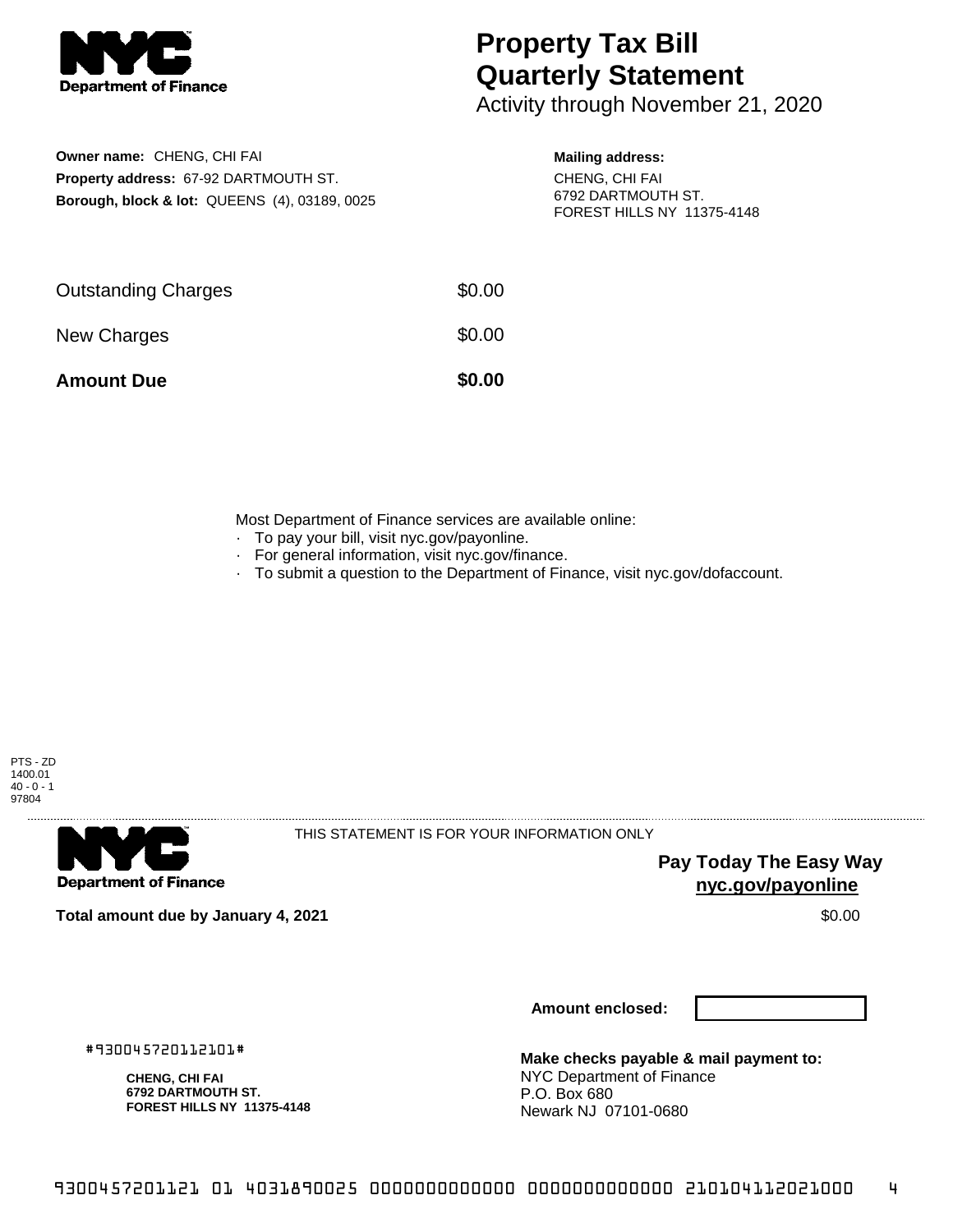# Property Tax Bill Quarterly Statement

Activity through November 21, 2020

**Owner name:** CHENG, CHI FAI
**Property address:** 67-92 DARTMOUTH ST.
**Borough, block & lot:** QUEENS (4), 03189, 0025

**Mailing address:**
CHENG, CHI FAI
6792 DARTMOUTH ST.
FOREST HILLS NY 11375-4148

| | |
|---|---|
| Outstanding Charges | $0.00 |
| New Charges | $0.00 |
| **Amount Due** | **$0.00** |

Most Department of Finance services are available online:

- To pay your bill, visit nyc.gov/payonline.
- For general information, visit nyc.gov/finance.
- To submit a question to the Department of Finance, visit nyc.gov/dofaccount.

PTS - ZD
1400.01
40 - 0 - 1
97804

THIS STATEMENT IS FOR YOUR INFORMATION ONLY

**Pay Today The Easy Way**
**nyc.gov/payonline**

**Total amount due by January 4, 2021** $0.00

**Amount enclosed:**

#930045720112101#

**CHENG, CHI FAI**
**6792 DARTMOUTH ST.**
**FOREST HILLS NY 11375-4148**

**Make checks payable & mail payment to:**
NYC Department of Finance
P.O. Box 680
Newark NJ 07101-0680

9300457201121 01 4031890025 0000000000000 0000000000000 210104112021000 4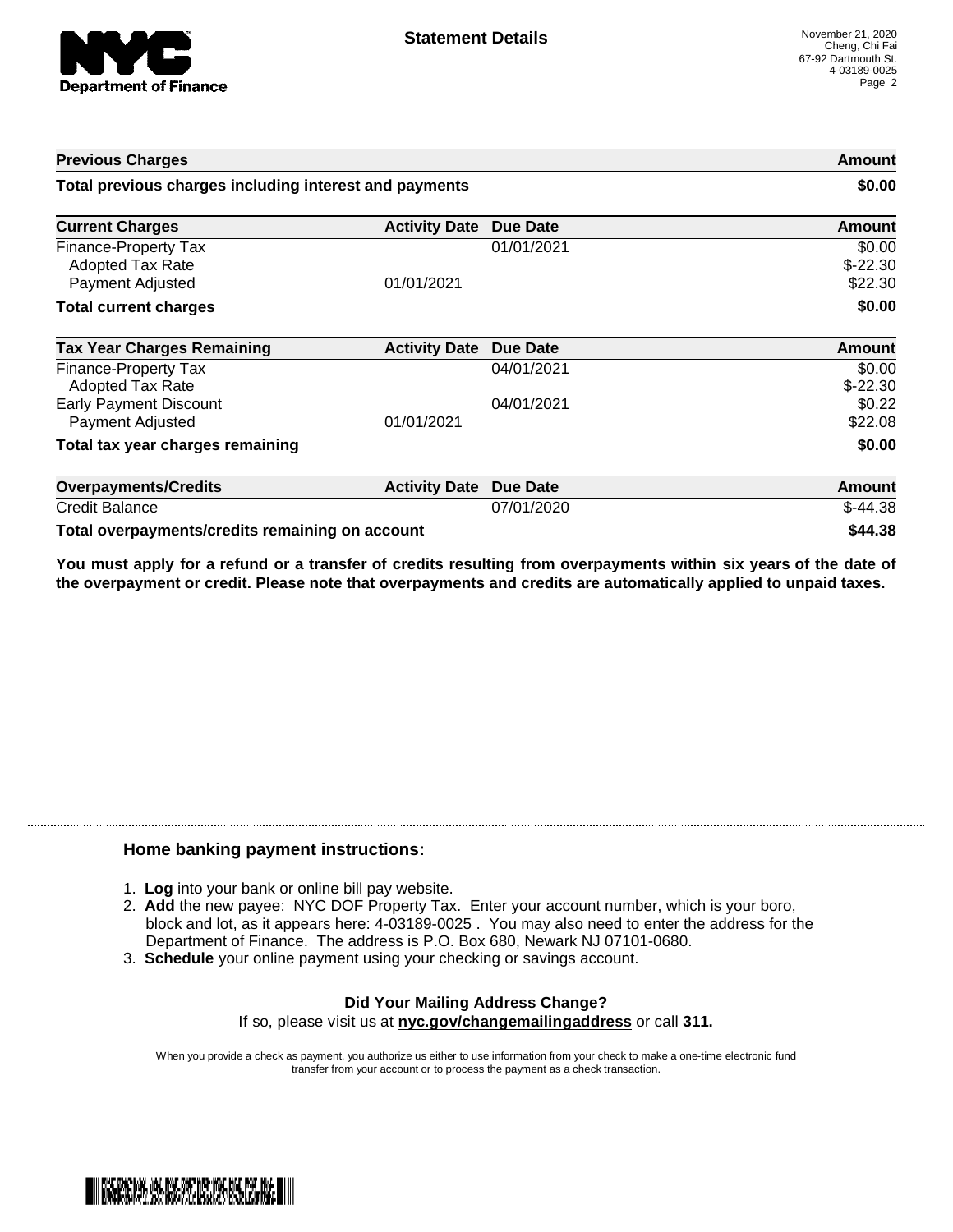**Statement Details**

November 21, 2020
Cheng, Chi Fai
67-92 Dartmouth St.
4-03189-0025

| Previous Charges | | | Amount |
|---|---|---|---|
| **Total previous charges including interest and payments** | | | **$0.00** |

| Current Charges | Activity Date | Due Date | Amount |
|---|---|---|---|
| Finance-Property Tax | | 01/01/2021 | $0.00 |
| Adopted Tax Rate | | | $-22.30 |
| Payment Adjusted | 01/01/2021 | | $22.30 |
| **Total current charges** | | | **$0.00** |

| Tax Year Charges Remaining | Activity Date | Due Date | Amount |
|---|---|---|---|
| Finance-Property Tax | | 04/01/2021 | $0.00 |
| Adopted Tax Rate | | | $-22.30 |
| Early Payment Discount | | 04/01/2021 | $0.22 |
| Payment Adjusted | 01/01/2021 | | $22.08 |
| **Total tax year charges remaining** | | | **$0.00** |

| Overpayments/Credits | Activity Date | Due Date | Amount |
|---|---|---|---|
| Credit Balance | | 07/01/2020 | $-44.38 |
| **Total overpayments/credits remaining on account** | | | **$44.38** |

**You must apply for a refund or a transfer of credits resulting from overpayments within six years of the date of the overpayment or credit. Please note that overpayments and credits are automatically applied to unpaid taxes.**

## Home banking payment instructions:

1. **Log** into your bank or online bill pay website.
2. **Add** the new payee: NYC DOF Property Tax. Enter your account number, which is your boro, block and lot, as it appears here: 4-03189-0025 . You may also need to enter the address for the Department of Finance. The address is P.O. Box 680, Newark NJ 07101-0680.
3. **Schedule** your online payment using your checking or savings account.

**Did Your Mailing Address Change?**
If so, please visit us at **nyc.gov/changemailingaddress** or call **311.**

When you provide a check as payment, you authorize us either to use information from your check to make a one-time electronic fund transfer from your account or to process the payment as a check transaction.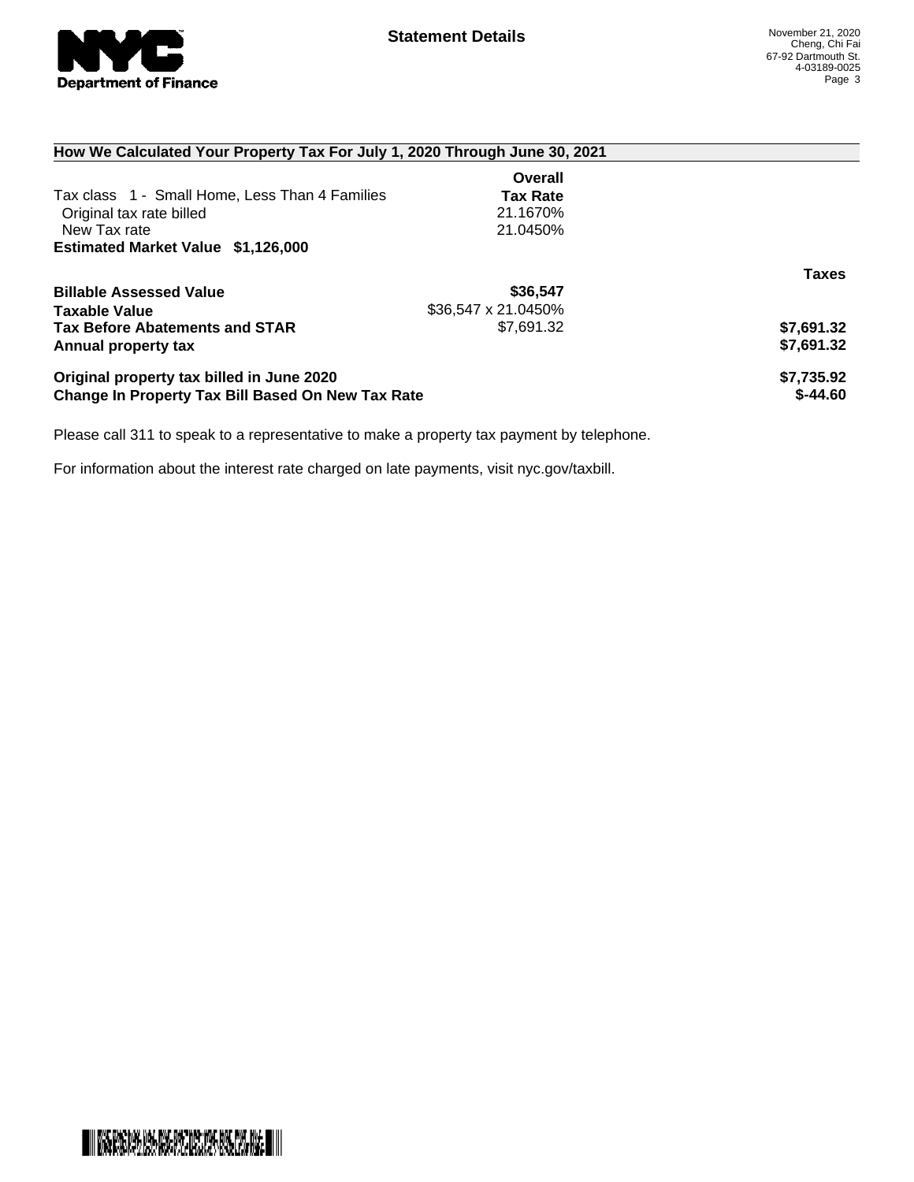**Statement Details**

November 21, 2020
Cheng, Chi Fai
67-92 Dartmouth St.
4-03189-0025

## How We Calculated Your Property Tax For July 1, 2020 Through June 30, 2021

| | Overall Tax Rate | |
|---|---|---|
| Tax class 1 - Small Home, Less Than 4 Families | | |
| Original tax rate billed | 21.1670% | |
| New Tax rate | 21.0450% | |
| **Estimated Market Value $1,126,000** | | |
| | | **Taxes** |
| **Billable Assessed Value** | **$36,547** | |
| **Taxable Value** | $36,547 x 21.0450% | |
| **Tax Before Abatements and STAR** | $7,691.32 | **$7,691.32** |
| **Annual property tax** | | **$7,691.32** |
| **Original property tax billed in June 2020** | | **$7,735.92** |
| **Change In Property Tax Bill Based On New Tax Rate** | | **$-44.60** |

Please call 311 to speak to a representative to make a property tax payment by telephone.

For information about the interest rate charged on late payments, visit nyc.gov/taxbill.